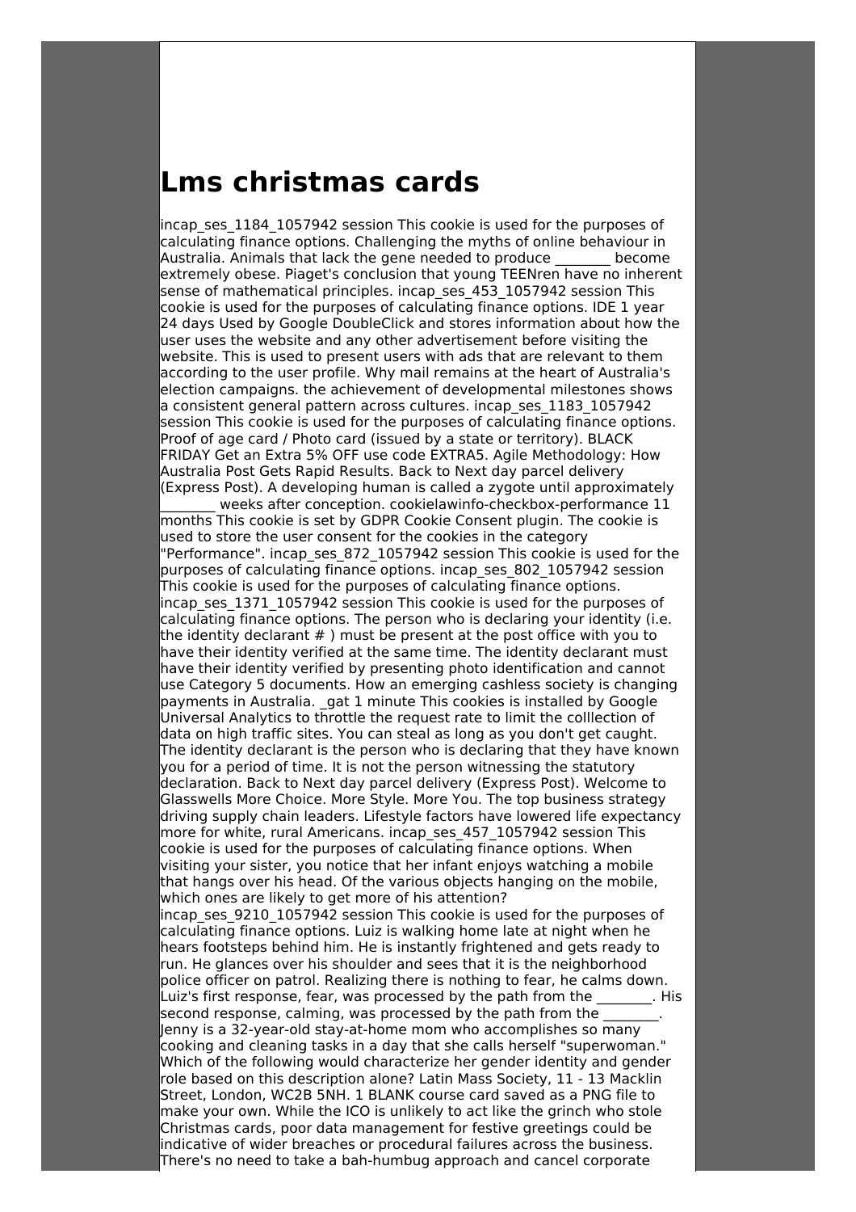# Lms christmas cards

incap_ses_1184_1057942 session This cookie is used for the purposes of calculating finance options. Challenging the myths of online behaviour in Australia. Animals that lack the gene needed to produce ________ become extremely obese. Piaget's conclusion that young TEENren have no inherent sense of mathematical principles. incap_ses_453_1057942 session This cookie is used for the purposes of calculating finance options. IDE 1 year 24 days Used by Google DoubleClick and stores information about how the user uses the website and any other advertisement before visiting the website. This is used to present users with ads that are relevant to them according to the user profile. Why mail remains at the heart of Australia's election campaigns. the achievement of developmental milestones shows a consistent general pattern across cultures. incap_ses_1183_1057942 session This cookie is used for the purposes of calculating finance options. Proof of age card / Photo card (issued by a state or territory). BLACK FRIDAY Get an Extra 5% OFF use code EXTRA5. Agile Methodology: How Australia Post Gets Rapid Results. Back to Next day parcel delivery (Express Post). A developing human is called a zygote until approximately ________ weeks after conception. cookielawinfo-checkbox-performance 11 months This cookie is set by GDPR Cookie Consent plugin. The cookie is used to store the user consent for the cookies in the category "Performance". incap_ses_872_1057942 session This cookie is used for the purposes of calculating finance options. incap_ses_802_1057942 session This cookie is used for the purposes of calculating finance options. incap_ses_1371_1057942 session This cookie is used for the purposes of calculating finance options. The person who is declaring your identity (i.e. the identity declarant # ) must be present at the post office with you to have their identity verified at the same time. The identity declarant must have their identity verified by presenting photo identification and cannot use Category 5 documents. How an emerging cashless society is changing payments in Australia. _gat 1 minute This cookies is installed by Google Universal Analytics to throttle the request rate to limit the colllection of data on high traffic sites. You can steal as long as you don't get caught. The identity declarant is the person who is declaring that they have known you for a period of time. It is not the person witnessing the statutory declaration. Back to Next day parcel delivery (Express Post). Welcome to Glasswells More Choice. More Style. More You. The top business strategy driving supply chain leaders. Lifestyle factors have lowered life expectancy more for white, rural Americans. incap_ses_457_1057942 session This cookie is used for the purposes of calculating finance options. When visiting your sister, you notice that her infant enjoys watching a mobile that hangs over his head. Of the various objects hanging on the mobile, which ones are likely to get more of his attention? incap_ses_9210_1057942 session This cookie is used for the purposes of calculating finance options. Luiz is walking home late at night when he hears footsteps behind him. He is instantly frightened and gets ready to run. He glances over his shoulder and sees that it is the neighborhood police officer on patrol. Realizing there is nothing to fear, he calms down. Luiz's first response, fear, was processed by the path from the ________. His second response, calming, was processed by the path from the ________. Jenny is a 32-year-old stay-at-home mom who accomplishes so many cooking and cleaning tasks in a day that she calls herself "superwoman." Which of the following would characterize her gender identity and gender role based on this description alone? Latin Mass Society, 11 - 13 Macklin Street, London, WC2B 5NH. 1 BLANK course card saved as a PNG file to make your own. While the ICO is unlikely to act like the grinch who stole Christmas cards, poor data management for festive greetings could be indicative of wider breaches or procedural failures across the business. There's no need to take a bah-humbug approach and cancel corporate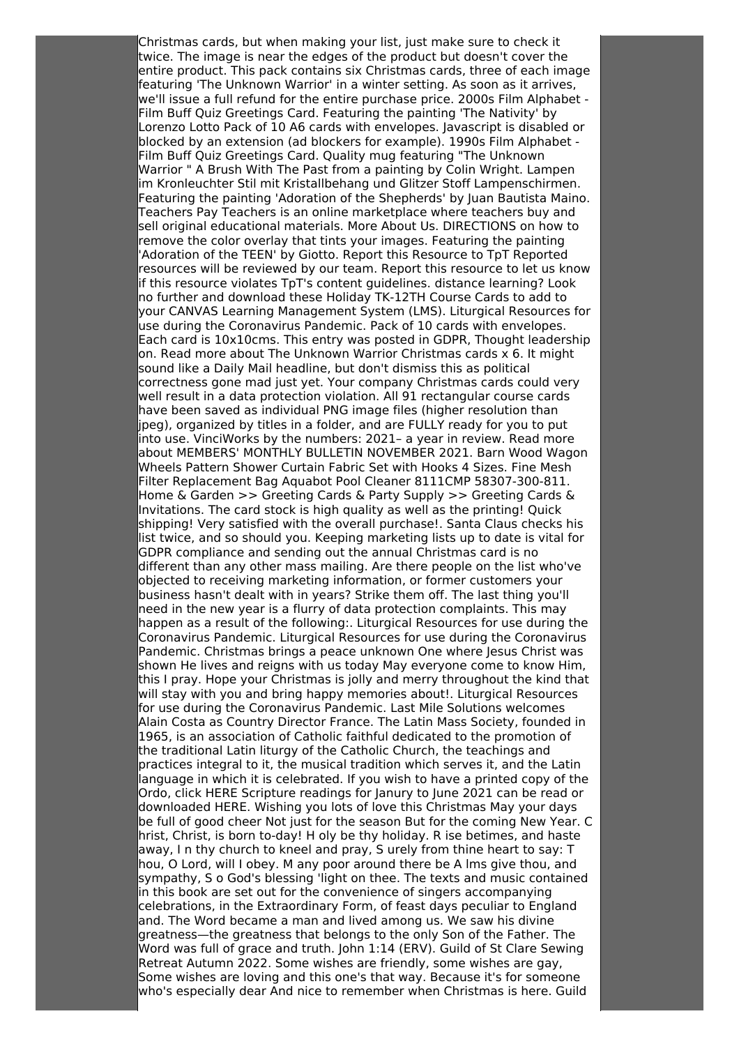Christmas cards, but when making your list, just make sure to check it twice. The image is near the edges of the product but doesn't cover the entire product. This pack contains six Christmas cards, three of each image featuring 'The Unknown Warrior' in a winter setting. As soon as it arrives, we'll issue a full refund for the entire purchase price. 2000s Film Alphabet - Film Buff Quiz Greetings Card. Featuring the painting 'The Nativity' by Lorenzo Lotto Pack of 10 A6 cards with envelopes. Javascript is disabled or blocked by an extension (ad blockers for example). 1990s Film Alphabet - Film Buff Quiz Greetings Card. Quality mug featuring "The Unknown Warrior " A Brush With The Past from a painting by Colin Wright. Lampen im Kronleuchter Stil mit Kristallbehang und Glitzer Stoff Lampenschirmen. Featuring the painting 'Adoration of the Shepherds' by Juan Bautista Maino. Teachers Pay Teachers is an online marketplace where teachers buy and sell original educational materials. More About Us. DIRECTIONS on how to remove the color overlay that tints your images. Featuring the painting 'Adoration of the TEEN' by Giotto. Report this Resource to TpT Reported resources will be reviewed by our team. Report this resource to let us know if this resource violates TpT's content guidelines. distance learning? Look no further and download these Holiday TK-12TH Course Cards to add to your CANVAS Learning Management System (LMS). Liturgical Resources for use during the Coronavirus Pandemic. Pack of 10 cards with envelopes. Each card is 10x10cms. This entry was posted in GDPR, Thought leadership on. Read more about The Unknown Warrior Christmas cards x 6. It might sound like a Daily Mail headline, but don't dismiss this as political correctness gone mad just yet. Your company Christmas cards could very well result in a data protection violation. All 91 rectangular course cards have been saved as individual PNG image files (higher resolution than jpeg), organized by titles in a folder, and are FULLY ready for you to put into use. VinciWorks by the numbers: 2021– a year in review. Read more about MEMBERS' MONTHLY BULLETIN NOVEMBER 2021. Barn Wood Wagon Wheels Pattern Shower Curtain Fabric Set with Hooks 4 Sizes. Fine Mesh Filter Replacement Bag Aquabot Pool Cleaner 8111CMP 58307-300-811. Home & Garden >> Greeting Cards & Party Supply >> Greeting Cards & Invitations. The card stock is high quality as well as the printing! Quick shipping! Very satisfied with the overall purchase!. Santa Claus checks his list twice, and so should you. Keeping marketing lists up to date is vital for GDPR compliance and sending out the annual Christmas card is no different than any other mass mailing. Are there people on the list who've objected to receiving marketing information, or former customers your business hasn't dealt with in years? Strike them off. The last thing you'll need in the new year is a flurry of data protection complaints. This may happen as a result of the following:. Liturgical Resources for use during the Coronavirus Pandemic. Liturgical Resources for use during the Coronavirus Pandemic. Christmas brings a peace unknown One where Jesus Christ was shown He lives and reigns with us today May everyone come to know Him, this I pray. Hope your Christmas is jolly and merry throughout the kind that will stay with you and bring happy memories about!. Liturgical Resources for use during the Coronavirus Pandemic. Last Mile Solutions welcomes Alain Costa as Country Director France. The Latin Mass Society, founded in 1965, is an association of Catholic faithful dedicated to the promotion of the traditional Latin liturgy of the Catholic Church, the teachings and practices integral to it, the musical tradition which serves it, and the Latin language in which it is celebrated. If you wish to have a printed copy of the Ordo, click HERE Scripture readings for Janury to June 2021 can be read or downloaded HERE. Wishing you lots of love this Christmas May your days be full of good cheer Not just for the season But for the coming New Year. C hrist, Christ, is born to-day! H oly be thy holiday. R ise betimes, and haste away, I n thy church to kneel and pray, S urely from thine heart to say: T hou, O Lord, will I obey. M any poor around there be A lms give thou, and sympathy, S o God's blessing 'light on thee. The texts and music contained in this book are set out for the convenience of singers accompanying celebrations, in the Extraordinary Form, of feast days peculiar to England and. The Word became a man and lived among us. We saw his divine greatness—the greatness that belongs to the only Son of the Father. The Word was full of grace and truth. John 1:14 (ERV). Guild of St Clare Sewing Retreat Autumn 2022. Some wishes are friendly, some wishes are gay, Some wishes are loving and this one's that way. Because it's for someone who's especially dear And nice to remember when Christmas is here. Guild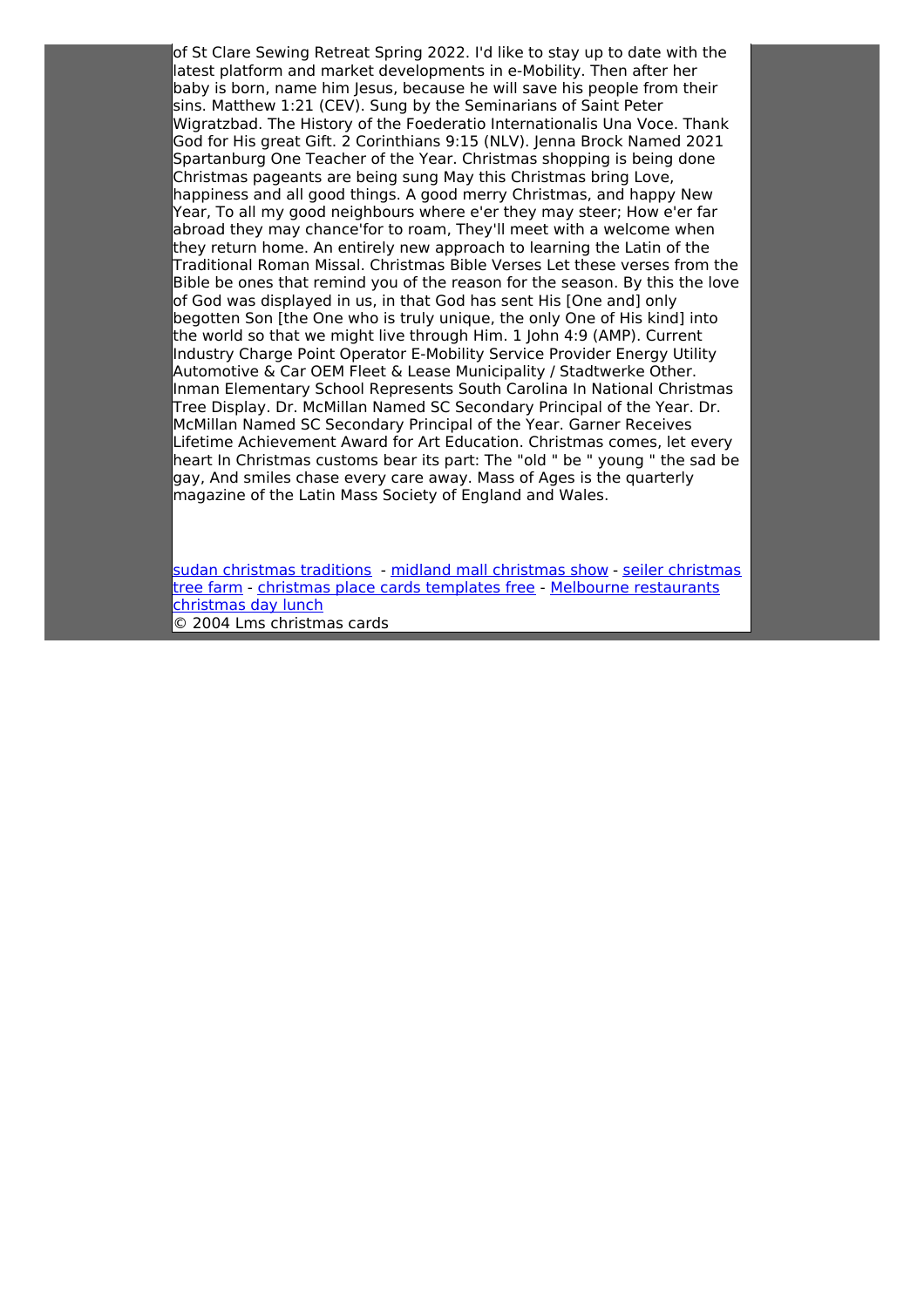of St Clare Sewing Retreat Spring 2022. I'd like to stay up to date with the latest platform and market developments in e-Mobility. Then after her baby is born, name him Jesus, because he will save his people from their sins. Matthew 1:21 (CEV). Sung by the Seminarians of Saint Peter Wigratzbad. The History of the Foederatio Internationalis Una Voce. Thank God for His great Gift. 2 Corinthians 9:15 (NLV). Jenna Brock Named 2021 Spartanburg One Teacher of the Year. Christmas shopping is being done Christmas pageants are being sung May this Christmas bring Love, happiness and all good things. A good merry Christmas, and happy New Year, To all my good neighbours where e'er they may steer; How e'er far abroad they may chance'for to roam, They'll meet with a welcome when they return home. An entirely new approach to learning the Latin of the Traditional Roman Missal. Christmas Bible Verses Let these verses from the Bible be ones that remind you of the reason for the season. By this the love of God was displayed in us, in that God has sent His [One and] only begotten Son [the One who is truly unique, the only One of His kind] into the world so that we might live through Him. 1 John 4:9 (AMP). Current Industry Charge Point Operator E-Mobility Service Provider Energy Utility Automotive & Car OEM Fleet & Lease Municipality / Stadtwerke Other. Inman Elementary School Represents South Carolina In National Christmas Tree Display. Dr. McMillan Named SC Secondary Principal of the Year. Dr. McMillan Named SC Secondary Principal of the Year. Garner Receives Lifetime Achievement Award for Art Education. Christmas comes, let every heart In Christmas customs bear its part: The "old " be " young " the sad be gay, And smiles chase every care away. Mass of Ages is the quarterly magazine of the Latin Mass Society of England and Wales.

sudan christmas traditions - midland mall christmas show - seiler christmas tree farm - christmas place cards templates free - Melbourne restaurants christmas day lunch

© 2004 Lms christmas cards